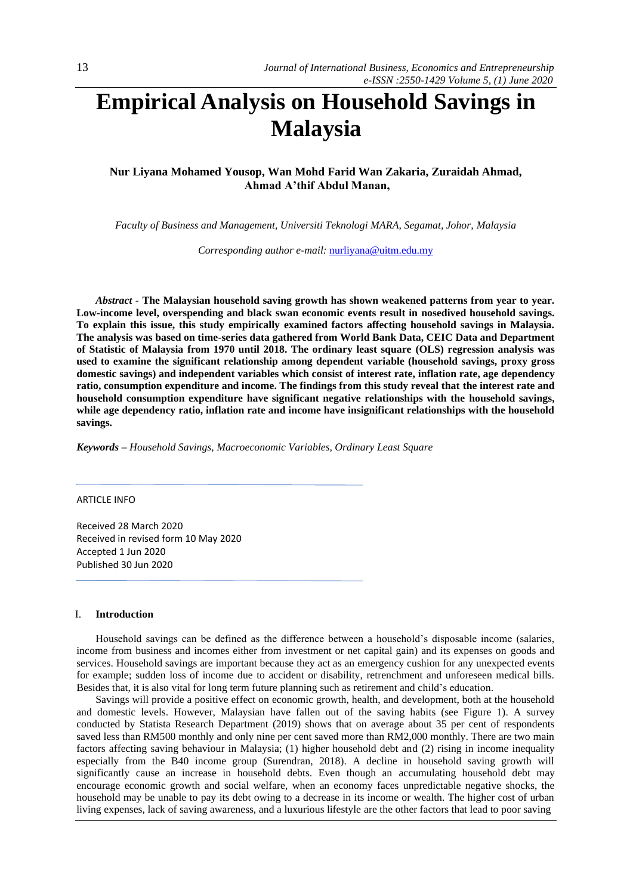# Empirical Analysis on Household Savings in Malaysia

**Nur Liyana Mohamed Yousop, Wan Mohd Farid Wan Zakaria, Zuraidah Ahmad, Ahmad A'thif Abdul Manan,**

*Faculty of Business and Management, Universiti Teknologi MARA, Segamat, Johor, Malaysia*

*Corresponding author e-mail:* nurliyana@uitm.edu.my

***Abstract*** **- The Malaysian household saving growth has shown weakened patterns from year to year. Low-income level, overspending and black swan economic events result in nosedived household savings. To explain this issue, this study empirically examined factors affecting household savings in Malaysia. The analysis was based on time-series data gathered from World Bank Data, CEIC Data and Department of Statistic of Malaysia from 1970 until 2018. The ordinary least square (OLS) regression analysis was used to examine the significant relationship among dependent variable (household savings, proxy gross domestic savings) and independent variables which consist of interest rate, inflation rate, age dependency ratio, consumption expenditure and income. The findings from this study reveal that the interest rate and household consumption expenditure have significant negative relationships with the household savings, while age dependency ratio, inflation rate and income have insignificant relationships with the household savings.**

***Keywords*** *– Household Savings, Macroeconomic Variables, Ordinary Least Square*

ARTICLE INFO

Received 28 March 2020
Received in revised form 10 May 2020
Accepted 1 Jun 2020
Published 30 Jun 2020

## I. Introduction

Household savings can be defined as the difference between a household's disposable income (salaries, income from business and incomes either from investment or net capital gain) and its expenses on goods and services. Household savings are important because they act as an emergency cushion for any unexpected events for example; sudden loss of income due to accident or disability, retrenchment and unforeseen medical bills. Besides that, it is also vital for long term future planning such as retirement and child's education.

Savings will provide a positive effect on economic growth, health, and development, both at the household and domestic levels. However, Malaysian have fallen out of the saving habits (see Figure 1). A survey conducted by Statista Research Department (2019) shows that on average about 35 per cent of respondents saved less than RM500 monthly and only nine per cent saved more than RM2,000 monthly. There are two main factors affecting saving behaviour in Malaysia; (1) higher household debt and (2) rising in income inequality especially from the B40 income group (Surendran, 2018). A decline in household saving growth will significantly cause an increase in household debts. Even though an accumulating household debt may encourage economic growth and social welfare, when an economy faces unpredictable negative shocks, the household may be unable to pay its debt owing to a decrease in its income or wealth. The higher cost of urban living expenses, lack of saving awareness, and a luxurious lifestyle are the other factors that lead to poor saving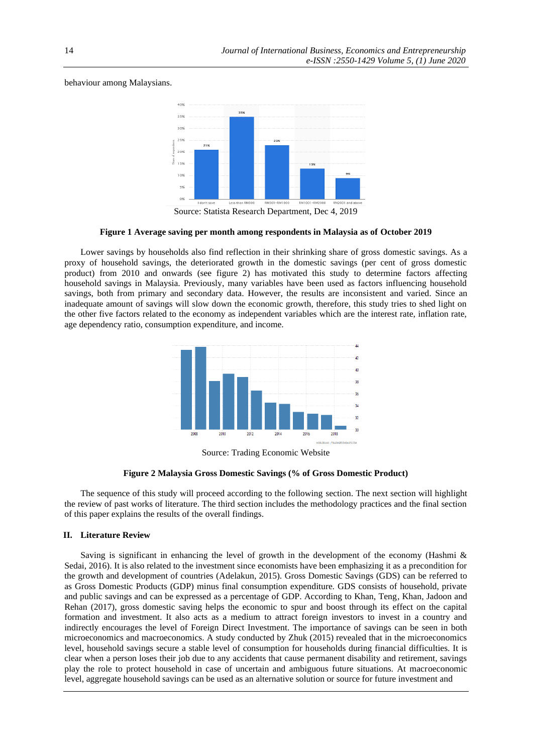behaviour among Malaysians.

Source: Statista Research Department, Dec 4, 2019

**Figure 1 Average saving per month among respondents in Malaysia as of October 2019**

Lower savings by households also find reflection in their shrinking share of gross domestic savings. As a proxy of household savings, the deteriorated growth in the domestic savings (per cent of gross domestic product) from 2010 and onwards (see figure 2) has motivated this study to determine factors affecting household savings in Malaysia. Previously, many variables have been used as factors influencing household savings, both from primary and secondary data. However, the results are inconsistent and varied. Since an inadequate amount of savings will slow down the economic growth, therefore, this study tries to shed light on the other five factors related to the economy as independent variables which are the interest rate, inflation rate, age dependency ratio, consumption expenditure, and income.

Source: Trading Economic Website

**Figure 2 Malaysia Gross Domestic Savings (% of Gross Domestic Product)**

The sequence of this study will proceed according to the following section. The next section will highlight the review of past works of literature. The third section includes the methodology practices and the final section of this paper explains the results of the overall findings.

## II. Literature Review

Saving is significant in enhancing the level of growth in the development of the economy (Hashmi & Sedai, 2016). It is also related to the investment since economists have been emphasizing it as a precondition for the growth and development of countries (Adelakun, 2015). Gross Domestic Savings (GDS) can be referred to as Gross Domestic Products (GDP) minus final consumption expenditure. GDS consists of household, private and public savings and can be expressed as a percentage of GDP. According to Khan, Teng, Khan, Jadoon and Rehan (2017), gross domestic saving helps the economic to spur and boost through its effect on the capital formation and investment. It also acts as a medium to attract foreign investors to invest in a country and indirectly encourages the level of Foreign Direct Investment. The importance of savings can be seen in both microeconomics and macroeconomics. A study conducted by Zhuk (2015) revealed that in the microeconomics level, household savings secure a stable level of consumption for households during financial difficulties. It is clear when a person loses their job due to any accidents that cause permanent disability and retirement, savings play the role to protect household in case of uncertain and ambiguous future situations. At macroeconomic level, aggregate household savings can be used as an alternative solution or source for future investment and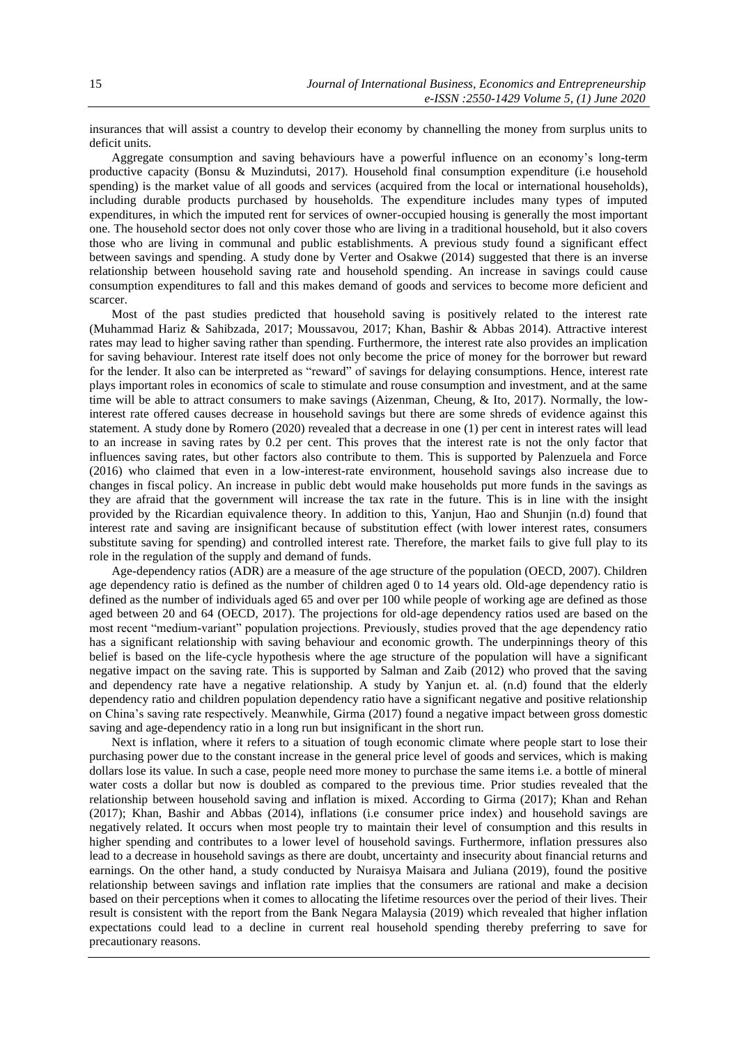insurances that will assist a country to develop their economy by channelling the money from surplus units to deficit units.

Aggregate consumption and saving behaviours have a powerful influence on an economy's long-term productive capacity (Bonsu & Muzindutsi, 2017). Household final consumption expenditure (i.e household spending) is the market value of all goods and services (acquired from the local or international households), including durable products purchased by households. The expenditure includes many types of imputed expenditures, in which the imputed rent for services of owner-occupied housing is generally the most important one. The household sector does not only cover those who are living in a traditional household, but it also covers those who are living in communal and public establishments. A previous study found a significant effect between savings and spending. A study done by Verter and Osakwe (2014) suggested that there is an inverse relationship between household saving rate and household spending. An increase in savings could cause consumption expenditures to fall and this makes demand of goods and services to become more deficient and scarcer.

Most of the past studies predicted that household saving is positively related to the interest rate (Muhammad Hariz & Sahibzada, 2017; Moussavou, 2017; Khan, Bashir & Abbas 2014). Attractive interest rates may lead to higher saving rather than spending. Furthermore, the interest rate also provides an implication for saving behaviour. Interest rate itself does not only become the price of money for the borrower but reward for the lender. It also can be interpreted as "reward" of savings for delaying consumptions. Hence, interest rate plays important roles in economics of scale to stimulate and rouse consumption and investment, and at the same time will be able to attract consumers to make savings (Aizenman, Cheung, & Ito, 2017). Normally, the low-interest rate offered causes decrease in household savings but there are some shreds of evidence against this statement. A study done by Romero (2020) revealed that a decrease in one (1) per cent in interest rates will lead to an increase in saving rates by 0.2 per cent. This proves that the interest rate is not the only factor that influences saving rates, but other factors also contribute to them. This is supported by Palenzuela and Force (2016) who claimed that even in a low-interest-rate environment, household savings also increase due to changes in fiscal policy. An increase in public debt would make households put more funds in the savings as they are afraid that the government will increase the tax rate in the future. This is in line with the insight provided by the Ricardian equivalence theory. In addition to this, Yanjun, Hao and Shunjin (n.d) found that interest rate and saving are insignificant because of substitution effect (with lower interest rates, consumers substitute saving for spending) and controlled interest rate. Therefore, the market fails to give full play to its role in the regulation of the supply and demand of funds.

Age-dependency ratios (ADR) are a measure of the age structure of the population (OECD, 2007). Children age dependency ratio is defined as the number of children aged 0 to 14 years old. Old-age dependency ratio is defined as the number of individuals aged 65 and over per 100 while people of working age are defined as those aged between 20 and 64 (OECD, 2017). The projections for old-age dependency ratios used are based on the most recent "medium-variant" population projections. Previously, studies proved that the age dependency ratio has a significant relationship with saving behaviour and economic growth. The underpinnings theory of this belief is based on the life-cycle hypothesis where the age structure of the population will have a significant negative impact on the saving rate. This is supported by Salman and Zaib (2012) who proved that the saving and dependency rate have a negative relationship. A study by Yanjun et. al. (n.d) found that the elderly dependency ratio and children population dependency ratio have a significant negative and positive relationship on China's saving rate respectively. Meanwhile, Girma (2017) found a negative impact between gross domestic saving and age-dependency ratio in a long run but insignificant in the short run.

Next is inflation, where it refers to a situation of tough economic climate where people start to lose their purchasing power due to the constant increase in the general price level of goods and services, which is making dollars lose its value. In such a case, people need more money to purchase the same items i.e. a bottle of mineral water costs a dollar but now is doubled as compared to the previous time. Prior studies revealed that the relationship between household saving and inflation is mixed. According to Girma (2017); Khan and Rehan (2017); Khan, Bashir and Abbas (2014), inflations (i.e consumer price index) and household savings are negatively related. It occurs when most people try to maintain their level of consumption and this results in higher spending and contributes to a lower level of household savings. Furthermore, inflation pressures also lead to a decrease in household savings as there are doubt, uncertainty and insecurity about financial returns and earnings. On the other hand, a study conducted by Nuraisya Maisara and Juliana (2019), found the positive relationship between savings and inflation rate implies that the consumers are rational and make a decision based on their perceptions when it comes to allocating the lifetime resources over the period of their lives. Their result is consistent with the report from the Bank Negara Malaysia (2019) which revealed that higher inflation expectations could lead to a decline in current real household spending thereby preferring to save for precautionary reasons.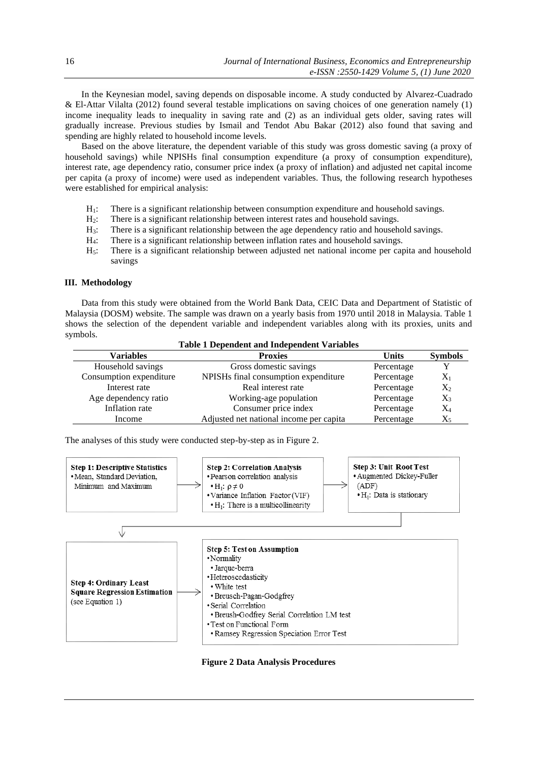In the Keynesian model, saving depends on disposable income. A study conducted by Alvarez-Cuadrado & El-Attar Vilalta (2012) found several testable implications on saving choices of one generation namely (1) income inequality leads to inequality in saving rate and (2) as an individual gets older, saving rates will gradually increase. Previous studies by Ismail and Tendot Abu Bakar (2012) also found that saving and spending are highly related to household income levels.

Based on the above literature, the dependent variable of this study was gross domestic saving (a proxy of household savings) while NPISHs final consumption expenditure (a proxy of consumption expenditure), interest rate, age dependency ratio, consumer price index (a proxy of inflation) and adjusted net capital income per capita (a proxy of income) were used as independent variables. Thus, the following research hypotheses were established for empirical analysis:

- $H_1$: There is a significant relationship between consumption expenditure and household savings.
- $H_2$: There is a significant relationship between interest rates and household savings.
- $H_3$: There is a significant relationship between the age dependency ratio and household savings.
- $H_4$: There is a significant relationship between inflation rates and household savings.
- $H_5$: There is a significant relationship between adjusted net national income per capita and household savings

## III. Methodology

Data from this study were obtained from the World Bank Data, CEIC Data and Department of Statistic of Malaysia (DOSM) website. The sample was drawn on a yearly basis from 1970 until 2018 in Malaysia. Table 1 shows the selection of the dependent variable and independent variables along with its proxies, units and symbols.

**Table 1 Dependent and Independent Variables**

| Variables | Proxies | Units | Symbols |
|---|---|---|---|
| Household savings | Gross domestic savings | Percentage | $Y$ |
| Consumption expenditure | NPISHs final consumption expenditure | Percentage | $X_1$ |
| Interest rate | Real interest rate | Percentage | $X_2$ |
| Age dependency ratio | Working-age population | Percentage | $X_3$ |
| Inflation rate | Consumer price index | Percentage | $X_4$ |
| Income | Adjusted net national income per capita | Percentage | $X_5$ |

The analyses of this study were conducted step-by-step as in Figure 2.

**Step 1: Descriptive Statistics**
- Mean, Standard Deviation, Minimum and Maximum

**Step 2: Correlation Analysis**
- Pearson correlation analysis
  - $H_1$: $\rho \neq 0$
- Variance Inflation Factor (VIF)
  - $H_1$: There is a multicollinearity

**Step 3: Unit Root Test**
- Augmented Dickey-Fuller (ADF)
  - $H_1$: Data is stationary

**Step 4: Ordinary Least Square Regression Estimation** (see Equation 1)

**Step 5: Test on Assumption**
- Normality
  - Jarque-berra
- Heteroscedasticity
  - White test
  - Breusch-Pagan-Godgfrey
- Serial Correlation
  - Breush-Godfrey Serial Correlation LM test
- Test on Functional Form
  - Ramsey Regression Speciation Error Test

**Figure 2 Data Analysis Procedures**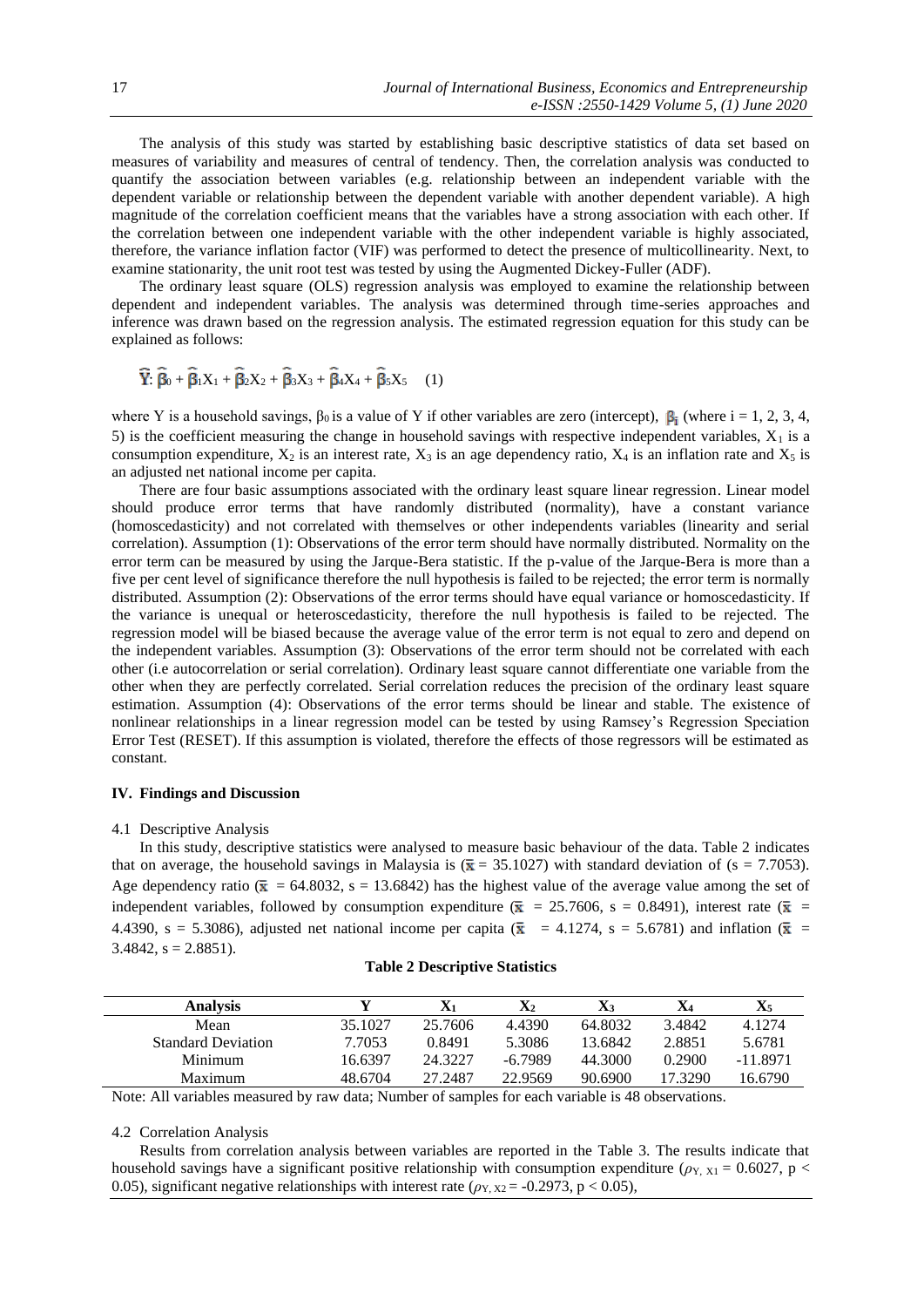The analysis of this study was started by establishing basic descriptive statistics of data set based on measures of variability and measures of central of tendency. Then, the correlation analysis was conducted to quantify the association between variables (e.g. relationship between an independent variable with the dependent variable or relationship between the dependent variable with another dependent variable). A high magnitude of the correlation coefficient means that the variables have a strong association with each other. If the correlation between one independent variable with the other independent variable is highly associated, therefore, the variance inflation factor (VIF) was performed to detect the presence of multicollinearity. Next, to examine stationarity, the unit root test was tested by using the Augmented Dickey-Fuller (ADF).

The ordinary least square (OLS) regression analysis was employed to examine the relationship between dependent and independent variables. The analysis was determined through time-series approaches and inference was drawn based on the regression analysis. The estimated regression equation for this study can be explained as follows:

$$\hat{Y}: \hat{\beta}_0 + \hat{\beta}_1 X_1 + \hat{\beta}_2 X_2 + \hat{\beta}_3 X_3 + \hat{\beta}_4 X_4 + \hat{\beta}_5 X_5 \quad (1)$$

where Y is a household savings, $\beta_0$ is a value of Y if other variables are zero (intercept), $\beta_i$ (where i = 1, 2, 3, 4, 5) is the coefficient measuring the change in household savings with respective independent variables, $X_1$ is a consumption expenditure, $X_2$ is an interest rate, $X_3$ is an age dependency ratio, $X_4$ is an inflation rate and $X_5$ is an adjusted net national income per capita.

There are four basic assumptions associated with the ordinary least square linear regression. Linear model should produce error terms that have randomly distributed (normality), have a constant variance (homoscedasticity) and not correlated with themselves or other independents variables (linearity and serial correlation). Assumption (1): Observations of the error term should have normally distributed. Normality on the error term can be measured by using the Jarque-Bera statistic. If the p-value of the Jarque-Bera is more than a five per cent level of significance therefore the null hypothesis is failed to be rejected; the error term is normally distributed. Assumption (2): Observations of the error terms should have equal variance or homoscedasticity. If the variance is unequal or heteroscedasticity, therefore the null hypothesis is failed to be rejected. The regression model will be biased because the average value of the error term is not equal to zero and depend on the independent variables. Assumption (3): Observations of the error term should not be correlated with each other (i.e autocorrelation or serial correlation). Ordinary least square cannot differentiate one variable from the other when they are perfectly correlated. Serial correlation reduces the precision of the ordinary least square estimation. Assumption (4): Observations of the error terms should be linear and stable. The existence of nonlinear relationships in a linear regression model can be tested by using Ramsey's Regression Speciation Error Test (RESET). If this assumption is violated, therefore the effects of those regressors will be estimated as constant.

## IV. Findings and Discussion

### 4.1 Descriptive Analysis

In this study, descriptive statistics were analysed to measure basic behaviour of the data. Table 2 indicates that on average, the household savings in Malaysia is ($\bar{x}$ = 35.1027) with standard deviation of (s = 7.7053). Age dependency ratio ($\bar{x}$ = 64.8032, s = 13.6842) has the highest value of the average value among the set of independent variables, followed by consumption expenditure ($\bar{x}$ = 25.7606, s = 0.8491), interest rate ($\bar{x}$ = 4.4390, s = 5.3086), adjusted net national income per capita ($\bar{x}$ = 4.1274, s = 5.6781) and inflation ($\bar{x}$ = 3.4842, s = 2.8851).

**Table 2 Descriptive Statistics**

| Analysis | Y | $X_1$ | $X_2$ | $X_3$ | $X_4$ | $X_5$ |
|---|---|---|---|---|---|---|
| Mean | 35.1027 | 25.7606 | 4.4390 | 64.8032 | 3.4842 | 4.1274 |
| Standard Deviation | 7.7053 | 0.8491 | 5.3086 | 13.6842 | 2.8851 | 5.6781 |
| Minimum | 16.6397 | 24.3227 | -6.7989 | 44.3000 | 0.2900 | -11.8971 |
| Maximum | 48.6704 | 27.2487 | 22.9569 | 90.6900 | 17.3290 | 16.6790 |

Note: All variables measured by raw data; Number of samples for each variable is 48 observations.

### 4.2 Correlation Analysis

Results from correlation analysis between variables are reported in the Table 3. The results indicate that household savings have a significant positive relationship with consumption expenditure ($\rho_{Y, X1}$ = 0.6027, $p < 0.05$), significant negative relationships with interest rate ($\rho_{Y, X2}$ = -0.2973, $p < 0.05$),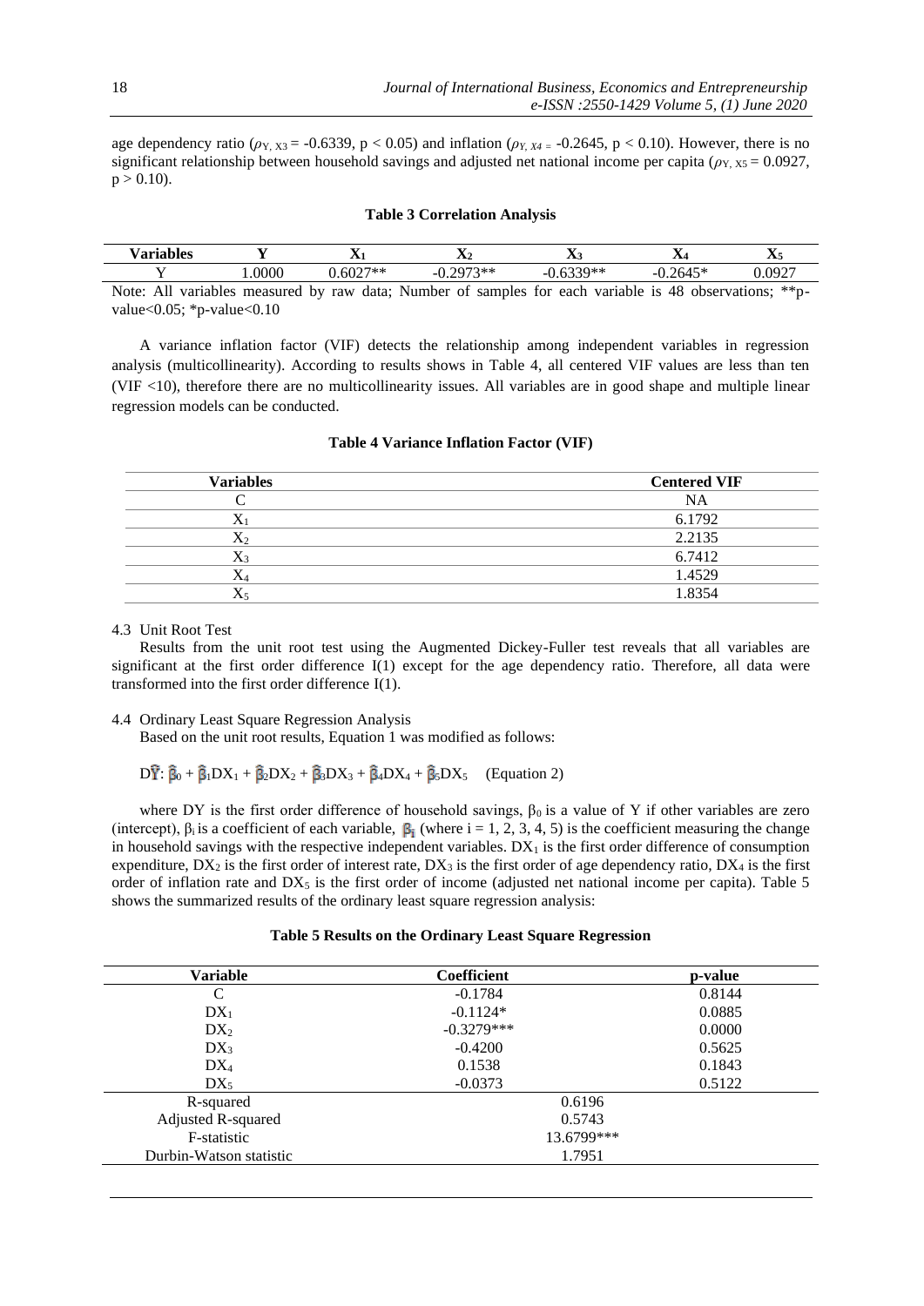age dependency ratio ($\rho_{Y, X3} = -0.6339$, $p < 0.05$) and inflation ($\rho_{Y, X4} = -0.2645$, $p < 0.10$). However, there is no significant relationship between household savings and adjusted net national income per capita ($\rho_{Y, X5} = 0.0927$, $p > 0.10$).

**Table 3 Correlation Analysis**

| Variables | Y | $X_1$ | $X_2$ | $X_3$ | $X_4$ | $X_5$ |
|---|---|---|---|---|---|---|
| Y | 1.0000 | 0.6027** | -0.2973** | -0.6339** | -0.2645* | 0.0927 |

Note: All variables measured by raw data; Number of samples for each variable is 48 observations; **p-value<0.05; *p-value<0.10

A variance inflation factor (VIF) detects the relationship among independent variables in regression analysis (multicollinearity). According to results shows in Table 4, all centered VIF values are less than ten (VIF <10), therefore there are no multicollinearity issues. All variables are in good shape and multiple linear regression models can be conducted.

**Table 4 Variance Inflation Factor (VIF)**

| Variables | Centered VIF |
|---|---|
| C | NA |
| $X_1$ | 6.1792 |
| $X_2$ | 2.2135 |
| $X_3$ | 6.7412 |
| $X_4$ | 1.4529 |
| $X_5$ | 1.8354 |

4.3 Unit Root Test

Results from the unit root test using the Augmented Dickey-Fuller test reveals that all variables are significant at the first order difference I(1) except for the age dependency ratio. Therefore, all data were transformed into the first order difference I(1).

4.4 Ordinary Least Square Regression Analysis

Based on the unit root results, Equation 1 was modified as follows:

$$D\hat{Y}: \hat{\beta}_0 + \hat{\beta}_1 DX_1 + \hat{\beta}_2 DX_2 + \hat{\beta}_3 DX_3 + \hat{\beta}_4 DX_4 + \hat{\beta}_5 DX_5 \quad \text{(Equation 2)}$$

where DY is the first order difference of household savings, $\beta_0$ is a value of Y if other variables are zero (intercept), $\beta_i$ is a coefficient of each variable, $\hat{\beta}_i$ (where i = 1, 2, 3, 4, 5) is the coefficient measuring the change in household savings with the respective independent variables. $DX_1$ is the first order difference of consumption expenditure, $DX_2$ is the first order of interest rate, $DX_3$ is the first order of age dependency ratio, $DX_4$ is the first order of inflation rate and $DX_5$ is the first order of income (adjusted net national income per capita). Table 5 shows the summarized results of the ordinary least square regression analysis:

**Table 5 Results on the Ordinary Least Square Regression**

| Variable | Coefficient | p-value |
|---|---|---|
| C | -0.1784 | 0.8144 |
| $DX_1$ | -0.1124* | 0.0885 |
| $DX_2$ | -0.3279*** | 0.0000 |
| $DX_3$ | -0.4200 | 0.5625 |
| $DX_4$ | 0.1538 | 0.1843 |
| $DX_5$ | -0.0373 | 0.5122 |
| R-squared | 0.6196 | |
| Adjusted R-squared | 0.5743 | |
| F-statistic | 13.6799*** | |
| Durbin-Watson statistic | 1.7951 | |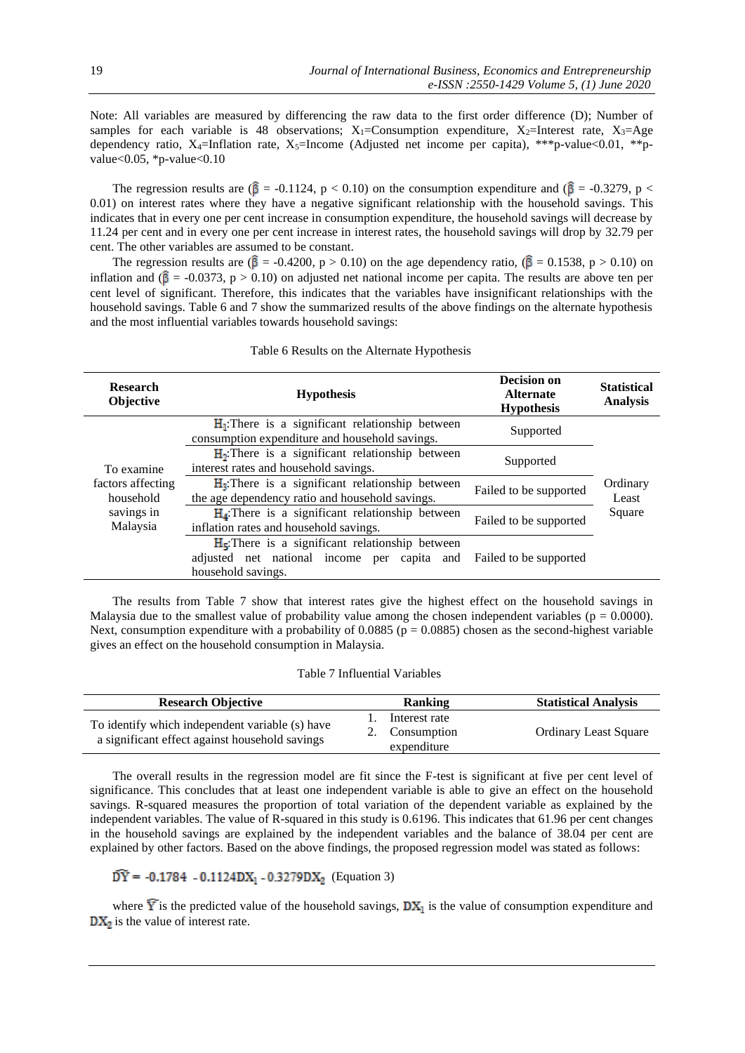Note: All variables are measured by differencing the raw data to the first order difference (D); Number of samples for each variable is 48 observations; $X_1$=Consumption expenditure, $X_2$=Interest rate, $X_3$=Age dependency ratio, $X_4$=Inflation rate, $X_5$=Income (Adjusted net income per capita), ***p-value<0.01, **p-value<0.05, *p-value<0.10

The regression results are ($\hat{\beta} = -0.1124$, $p < 0.10$) on the consumption expenditure and ($\hat{\beta} = -0.3279$, $p < 0.01$) on interest rates where they have a negative significant relationship with the household savings. This indicates that in every one per cent increase in consumption expenditure, the household savings will decrease by 11.24 per cent and in every one per cent increase in interest rates, the household savings will drop by 32.79 per cent. The other variables are assumed to be constant.

The regression results are ($\hat{\beta} = -0.4200$, $p > 0.10$) on the age dependency ratio, ($\hat{\beta} = 0.1538$, $p > 0.10$) on inflation and ($\hat{\beta} = -0.0373$, $p > 0.10$) on adjusted net national income per capita. The results are above ten per cent level of significant. Therefore, this indicates that the variables have insignificant relationships with the household savings. Table 6 and 7 show the summarized results of the above findings on the alternate hypothesis and the most influential variables towards household savings:

Table 6 Results on the Alternate Hypothesis

| Research Objective | Hypothesis | Decision on Alternate Hypothesis | Statistical Analysis |
|---|---|---|---|
| To examine factors affecting household savings in Malaysia | $H_1$:There is a significant relationship between consumption expenditure and household savings. | Supported | Ordinary Least Square |
| | $H_2$:There is a significant relationship between interest rates and household savings. | Supported | |
| | $H_3$:There is a significant relationship between the age dependency ratio and household savings. | Failed to be supported | |
| | $H_4$:There is a significant relationship between inflation rates and household savings. | Failed to be supported | |
| | $H_5$:There is a significant relationship between adjusted net national income per capita and household savings. | Failed to be supported | |

The results from Table 7 show that interest rates give the highest effect on the household savings in Malaysia due to the smallest value of probability value among the chosen independent variables ($p = 0.0000$). Next, consumption expenditure with a probability of 0.0885 ($p = 0.0885$) chosen as the second-highest variable gives an effect on the household consumption in Malaysia.

Table 7 Influential Variables

| Research Objective | Ranking | Statistical Analysis |
|---|---|---|
| To identify which independent variable (s) have a significant effect against household savings | 1. Interest rate<br>2. Consumption expenditure | Ordinary Least Square |

The overall results in the regression model are fit since the F-test is significant at five per cent level of significance. This concludes that at least one independent variable is able to give an effect on the household savings. R-squared measures the proportion of total variation of the dependent variable as explained by the independent variables. The value of R-squared in this study is 0.6196. This indicates that 61.96 per cent changes in the household savings are explained by the independent variables and the balance of 38.04 per cent are explained by other factors. Based on the above findings, the proposed regression model was stated as follows:

$$\widehat{DY} = -0.1784 - 0.1124DX_1 - 0.3279DX_2 \quad \text{(Equation 3)}$$

where $\hat{Y}$ is the predicted value of the household savings, $DX_1$ is the value of consumption expenditure and $DX_2$ is the value of interest rate.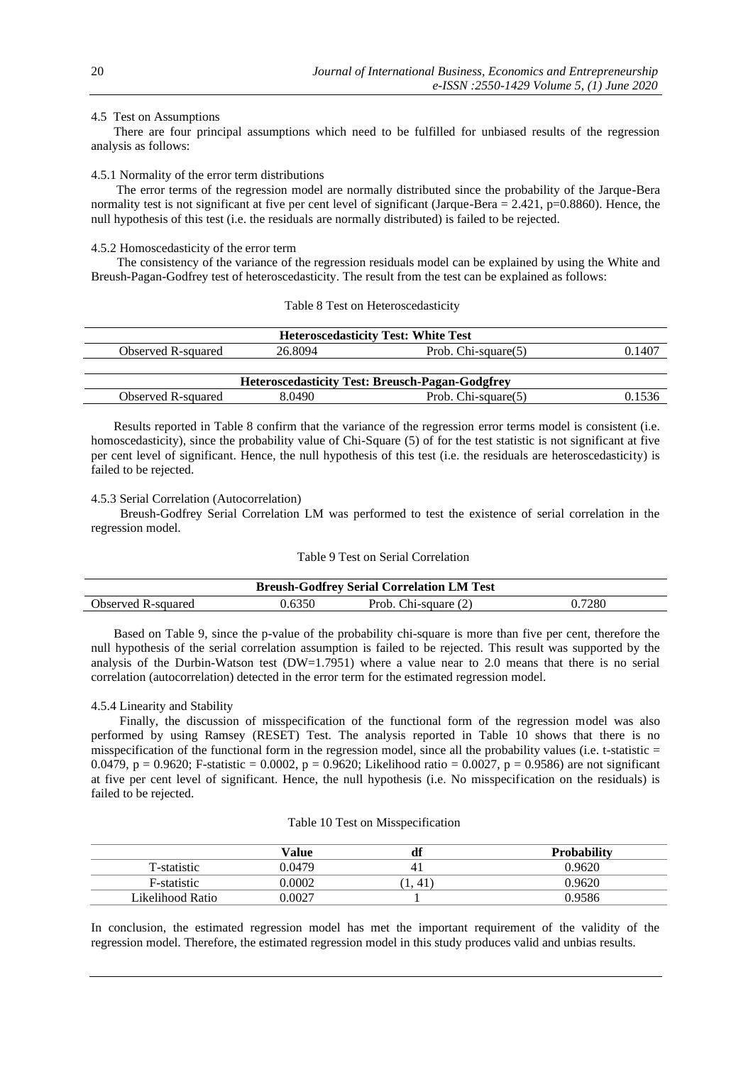## 4.5 Test on Assumptions

There are four principal assumptions which need to be fulfilled for unbiased results of the regression analysis as follows:

### 4.5.1 Normality of the error term distributions

The error terms of the regression model are normally distributed since the probability of the Jarque-Bera normality test is not significant at five per cent level of significant (Jarque-Bera = 2.421, p=0.8860). Hence, the null hypothesis of this test (i.e. the residuals are normally distributed) is failed to be rejected.

### 4.5.2 Homoscedasticity of the error term

The consistency of the variance of the regression residuals model can be explained by using the White and Breush-Pagan-Godfrey test of heteroscedasticity. The result from the test can be explained as follows:

Table 8 Test on Heteroscedasticity

| **Heteroscedasticity Test: White Test** | | | |
|---|---|---|---|
| Observed R-squared | 26.8094 | Prob. Chi-square(5) | 0.1407 |
| **Heteroscedasticity Test: Breusch-Pagan-Godgfrey** | | | |
| Observed R-squared | 8.0490 | Prob. Chi-square(5) | 0.1536 |

Results reported in Table 8 confirm that the variance of the regression error terms model is consistent (i.e. homoscedasticity), since the probability value of Chi-Square (5) of for the test statistic is not significant at five per cent level of significant. Hence, the null hypothesis of this test (i.e. the residuals are heteroscedasticity) is failed to be rejected.

### 4.5.3 Serial Correlation (Autocorrelation)

Breush-Godfrey Serial Correlation LM was performed to test the existence of serial correlation in the regression model.

Table 9 Test on Serial Correlation

| **Breush-Godfrey Serial Correlation LM Test** | | | |
|---|---|---|---|
| Observed R-squared | 0.6350 | Prob. Chi-square (2) | 0.7280 |

Based on Table 9, since the p-value of the probability chi-square is more than five per cent, therefore the null hypothesis of the serial correlation assumption is failed to be rejected. This result was supported by the analysis of the Durbin-Watson test (DW=1.7951) where a value near to 2.0 means that there is no serial correlation (autocorrelation) detected in the error term for the estimated regression model.

### 4.5.4 Linearity and Stability

Finally, the discussion of misspecification of the functional form of the regression model was also performed by using Ramsey (RESET) Test. The analysis reported in Table 10 shows that there is no misspecification of the functional form in the regression model, since all the probability values (i.e. t-statistic = 0.0479, p = 0.9620; F-statistic = 0.0002, p = 0.9620; Likelihood ratio = 0.0027, p = 0.9586) are not significant at five per cent level of significant. Hence, the null hypothesis (i.e. No misspecification on the residuals) is failed to be rejected.

Table 10 Test on Misspecification

| | **Value** | **df** | **Probability** |
|---|---|---|---|
| T-statistic | 0.0479 | 41 | 0.9620 |
| F-statistic | 0.0002 | (1, 41) | 0.9620 |
| Likelihood Ratio | 0.0027 | 1 | 0.9586 |

In conclusion, the estimated regression model has met the important requirement of the validity of the regression model. Therefore, the estimated regression model in this study produces valid and unbias results.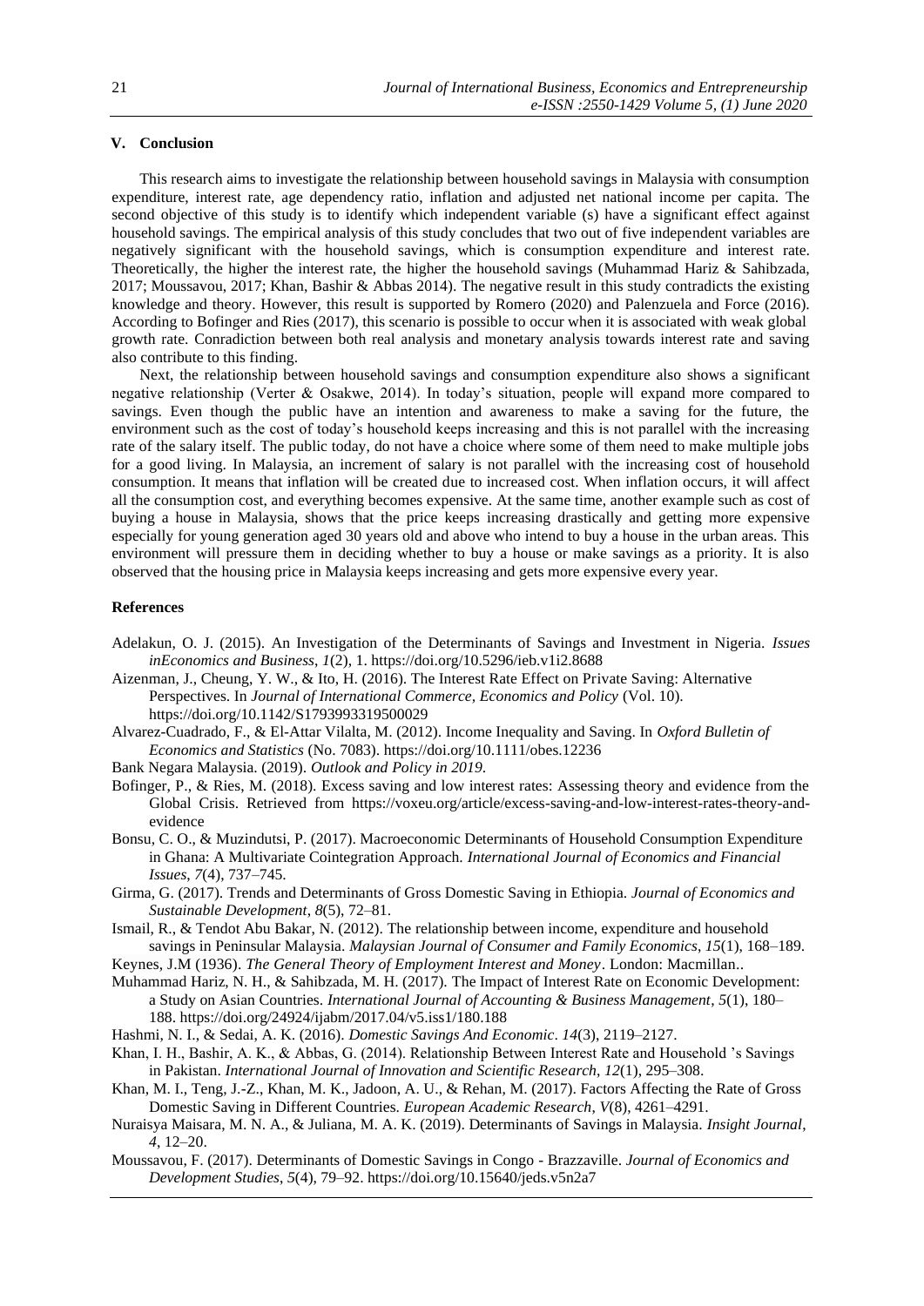## V. Conclusion

This research aims to investigate the relationship between household savings in Malaysia with consumption expenditure, interest rate, age dependency ratio, inflation and adjusted net national income per capita. The second objective of this study is to identify which independent variable (s) have a significant effect against household savings. The empirical analysis of this study concludes that two out of five independent variables are negatively significant with the household savings, which is consumption expenditure and interest rate. Theoretically, the higher the interest rate, the higher the household savings (Muhammad Hariz & Sahibzada, 2017; Moussavou, 2017; Khan, Bashir & Abbas 2014). The negative result in this study contradicts the existing knowledge and theory. However, this result is supported by Romero (2020) and Palenzuela and Force (2016). According to Bofinger and Ries (2017), this scenario is possible to occur when it is associated with weak global growth rate. Conradiction between both real analysis and monetary analysis towards interest rate and saving also contribute to this finding.

Next, the relationship between household savings and consumption expenditure also shows a significant negative relationship (Verter & Osakwe, 2014). In today's situation, people will expand more compared to savings. Even though the public have an intention and awareness to make a saving for the future, the environment such as the cost of today's household keeps increasing and this is not parallel with the increasing rate of the salary itself. The public today, do not have a choice where some of them need to make multiple jobs for a good living. In Malaysia, an increment of salary is not parallel with the increasing cost of household consumption. It means that inflation will be created due to increased cost. When inflation occurs, it will affect all the consumption cost, and everything becomes expensive. At the same time, another example such as cost of buying a house in Malaysia, shows that the price keeps increasing drastically and getting more expensive especially for young generation aged 30 years old and above who intend to buy a house in the urban areas. This environment will pressure them in deciding whether to buy a house or make savings as a priority. It is also observed that the housing price in Malaysia keeps increasing and gets more expensive every year.

### References

Adelakun, O. J. (2015). An Investigation of the Determinants of Savings and Investment in Nigeria. *Issues inEconomics and Business*, *1*(2), 1. https://doi.org/10.5296/ieb.v1i2.8688

Aizenman, J., Cheung, Y. W., & Ito, H. (2016). The Interest Rate Effect on Private Saving: Alternative Perspectives. In *Journal of International Commerce, Economics and Policy* (Vol. 10). https://doi.org/10.1142/S1793993319500029

Alvarez-Cuadrado, F., & El-Attar Vilalta, M. (2012). Income Inequality and Saving. In *Oxford Bulletin of Economics and Statistics* (No. 7083). https://doi.org/10.1111/obes.12236

Bank Negara Malaysia. (2019). *Outlook and Policy in 2019*.

Bofinger, P., & Ries, M. (2018). Excess saving and low interest rates: Assessing theory and evidence from the Global Crisis. Retrieved from https://voxeu.org/article/excess-saving-and-low-interest-rates-theory-and-evidence

Bonsu, C. O., & Muzindutsi, P. (2017). Macroeconomic Determinants of Household Consumption Expenditure in Ghana: A Multivariate Cointegration Approach. *International Journal of Economics and Financial Issues*, *7*(4), 737–745.

Girma, G. (2017). Trends and Determinants of Gross Domestic Saving in Ethiopia. *Journal of Economics and Sustainable Development*, *8*(5), 72–81.

Ismail, R., & Tendot Abu Bakar, N. (2012). The relationship between income, expenditure and household savings in Peninsular Malaysia. *Malaysian Journal of Consumer and Family Economics*, *15*(1), 168–189.

Keynes, J.M (1936). *The General Theory of Employment Interest and Money*. London: Macmillan..

Muhammad Hariz, N. H., & Sahibzada, M. H. (2017). The Impact of Interest Rate on Economic Development: a Study on Asian Countries. *International Journal of Accounting & Business Management*, *5*(1), 180–188. https://doi.org/24924/ijabm/2017.04/v5.iss1/180.188

Hashmi, N. I., & Sedai, A. K. (2016). *Domestic Savings And Economic*. *14*(3), 2119–2127.

Khan, I. H., Bashir, A. K., & Abbas, G. (2014). Relationship Between Interest Rate and Household 's Savings in Pakistan. *International Journal of Innovation and Scientific Research*, *12*(1), 295–308.

Khan, M. I., Teng, J.-Z., Khan, M. K., Jadoon, A. U., & Rehan, M. (2017). Factors Affecting the Rate of Gross Domestic Saving in Different Countries. *European Academic Research*, *V*(8), 4261–4291.

Nuraisya Maisara, M. N. A., & Juliana, M. A. K. (2019). Determinants of Savings in Malaysia. *Insight Journal*, *4*, 12–20.

Moussavou, F. (2017). Determinants of Domestic Savings in Congo - Brazzaville. *Journal of Economics and Development Studies*, *5*(4), 79–92. https://doi.org/10.15640/jeds.v5n2a7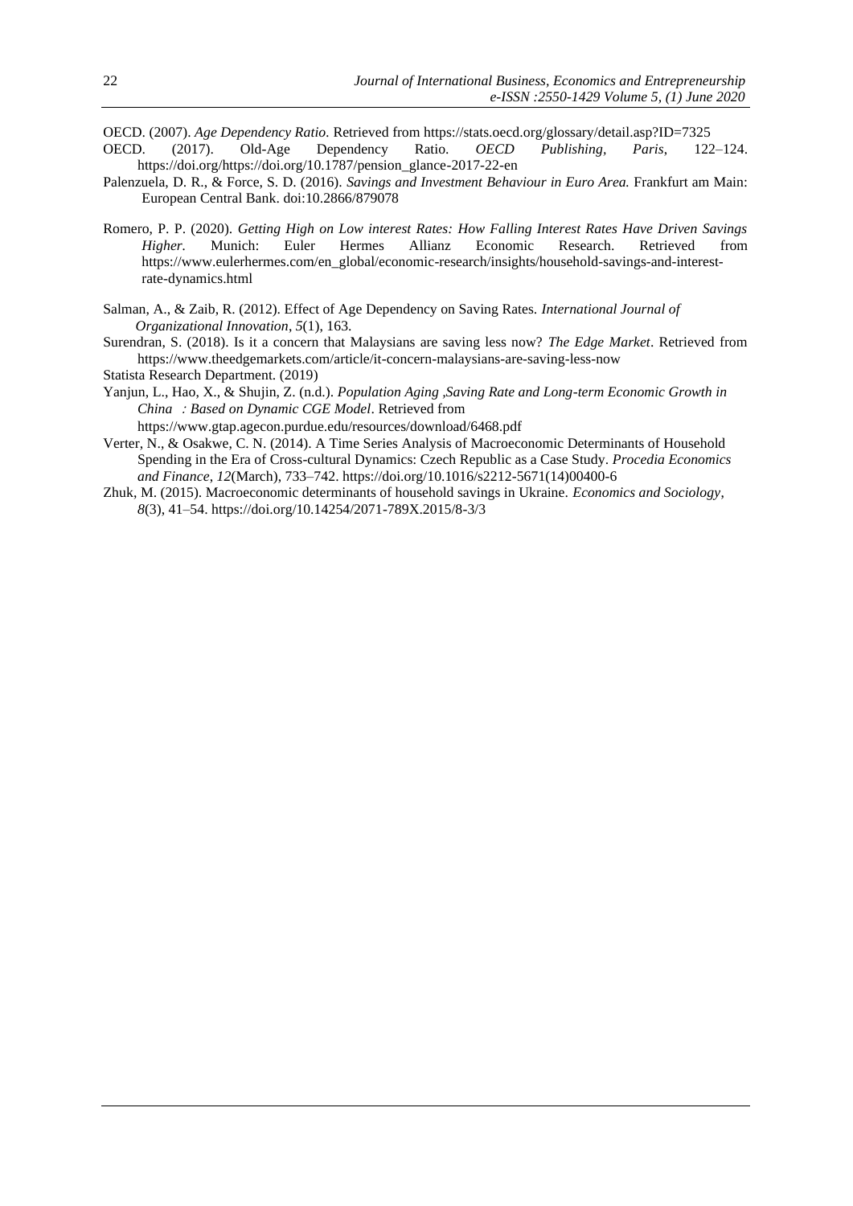OECD. (2007). *Age Dependency Ratio.* Retrieved from https://stats.oecd.org/glossary/detail.asp?ID=7325

OECD. (2017). Old-Age Dependency Ratio. *OECD Publishing, Paris*, 122–124. https://doi.org/https://doi.org/10.1787/pension_glance-2017-22-en

Palenzuela, D. R., & Force, S. D. (2016). *Savings and Investment Behaviour in Euro Area.* Frankfurt am Main: European Central Bank. doi:10.2866/879078

Romero, P. P. (2020). *Getting High on Low interest Rates: How Falling Interest Rates Have Driven Savings Higher.* Munich: Euler Hermes Allianz Economic Research. Retrieved from https://www.eulerhermes.com/en_global/economic-research/insights/household-savings-and-interest-rate-dynamics.html

Salman, A., & Zaib, R. (2012). Effect of Age Dependency on Saving Rates. *International Journal of Organizational Innovation*, *5*(1), 163.

Surendran, S. (2018). Is it a concern that Malaysians are saving less now? *The Edge Market*. Retrieved from https://www.theedgemarkets.com/article/it-concern-malaysians-are-saving-less-now

Statista Research Department. (2019)

Yanjun, L., Hao, X., & Shujin, Z. (n.d.). *Population Aging ,Saving Rate and Long-term Economic Growth in China ：Based on Dynamic CGE Model*. Retrieved from https://www.gtap.agecon.purdue.edu/resources/download/6468.pdf

Verter, N., & Osakwe, C. N. (2014). A Time Series Analysis of Macroeconomic Determinants of Household Spending in the Era of Cross-cultural Dynamics: Czech Republic as a Case Study. *Procedia Economics and Finance*, *12*(March), 733–742. https://doi.org/10.1016/s2212-5671(14)00400-6

Zhuk, M. (2015). Macroeconomic determinants of household savings in Ukraine. *Economics and Sociology*, *8*(3), 41–54. https://doi.org/10.14254/2071-789X.2015/8-3/3